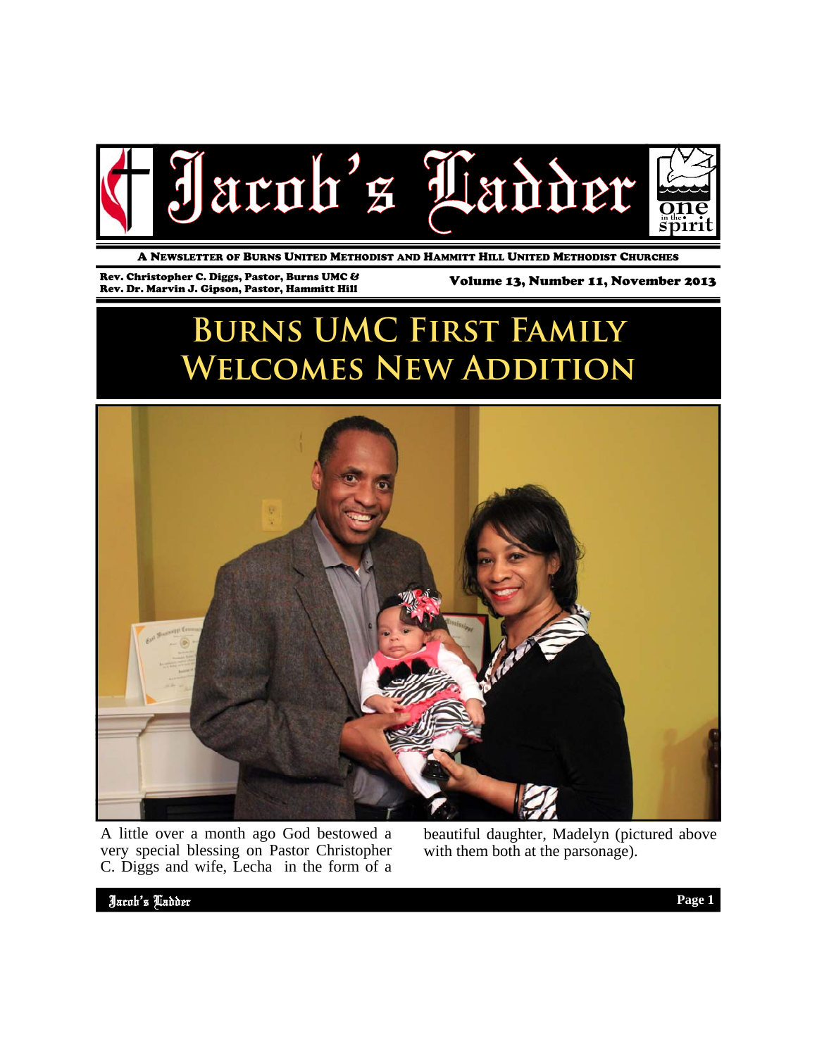# Jacob's Ladder

A NEWSLETTER OF BURNS UNITED METHODIST AND HAMMITT HILL UNITED METHODIST CHURCHES

Rev. Christopher C. Diggs, Pastor, Burns UMC &
Rev. Dr. Marvin J. Gipson, Pastor, Hammitt Hill

Volume 13, Number 11, November 2013

## Burns UMC First Family Welcomes New Addition

A little over a month ago God bestowed a very special blessing on Pastor Christopher C. Diggs and wife, Lecha in the form of a beautiful daughter, Madelyn (pictured above with them both at the parsonage).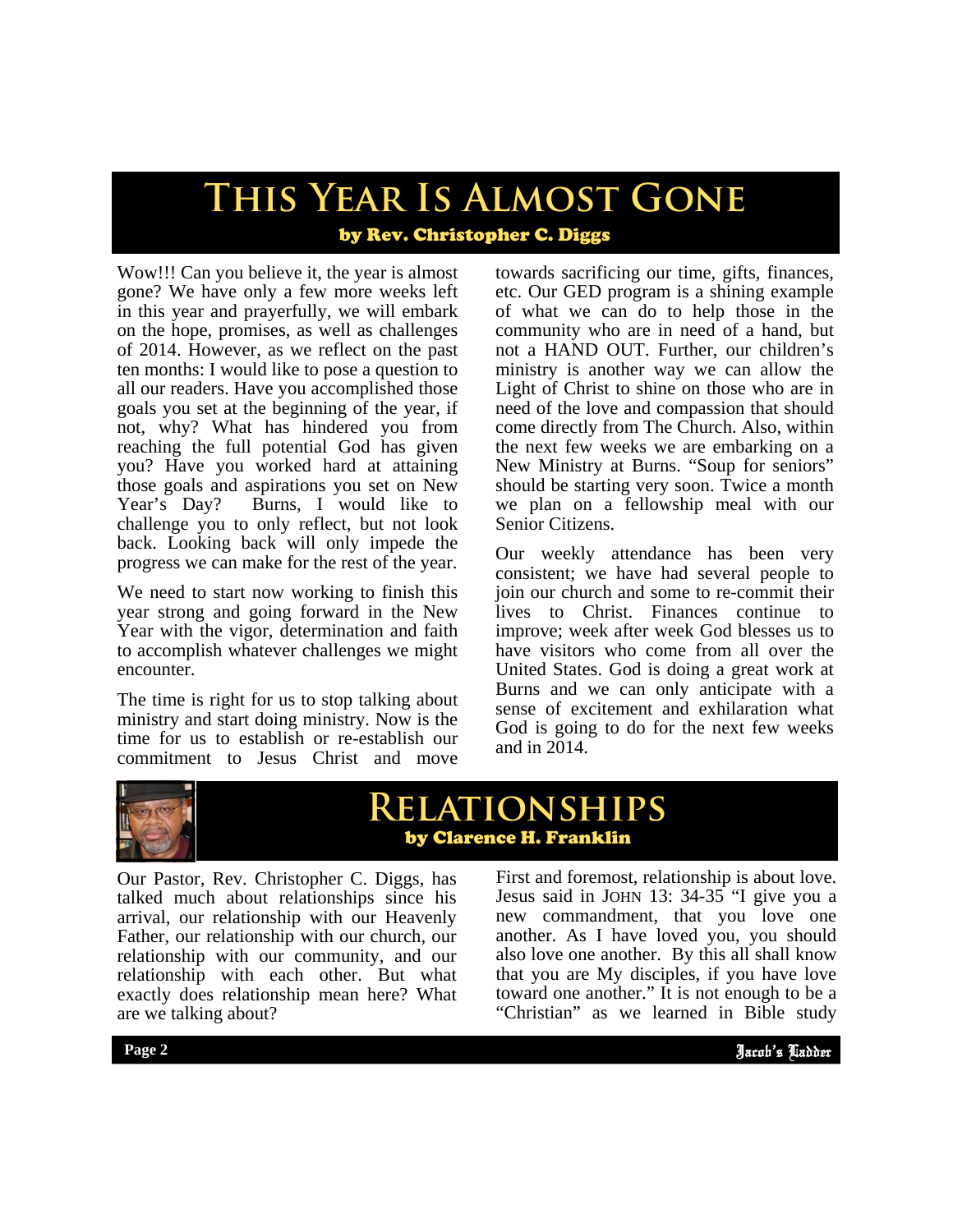# This Year Is Almost Gone

**by Rev. Christopher C. Diggs**

Wow!!! Can you believe it, the year is almost gone? We have only a few more weeks left in this year and prayerfully, we will embark on the hope, promises, as well as challenges of 2014. However, as we reflect on the past ten months: I would like to pose a question to all our readers. Have you accomplished those goals you set at the beginning of the year, if not, why? What has hindered you from reaching the full potential God has given you? Have you worked hard at attaining those goals and aspirations you set on New Year's Day? Burns, I would like to challenge you to only reflect, but not look back. Looking back will only impede the progress we can make for the rest of the year.

We need to start now working to finish this year strong and going forward in the New Year with the vigor, determination and faith to accomplish whatever challenges we might encounter.

The time is right for us to stop talking about ministry and start doing ministry. Now is the time for us to establish or re-establish our commitment to Jesus Christ and move towards sacrificing our time, gifts, finances, etc. Our GED program is a shining example of what we can do to help those in the community who are in need of a hand, but not a HAND OUT. Further, our children's ministry is another way we can allow the Light of Christ to shine on those who are in need of the love and compassion that should come directly from The Church. Also, within the next few weeks we are embarking on a New Ministry at Burns. "Soup for seniors" should be starting very soon. Twice a month we plan on a fellowship meal with our Senior Citizens.

Our weekly attendance has been very consistent; we have had several people to join our church and some to re-commit their lives to Christ. Finances continue to improve; week after week God blesses us to have visitors who come from all over the United States. God is doing a great work at Burns and we can only anticipate with a sense of excitement and exhilaration what God is going to do for the next few weeks and in 2014.

# Relationships

**by Clarence H. Franklin**

Our Pastor, Rev. Christopher C. Diggs, has talked much about relationships since his arrival, our relationship with our Heavenly Father, our relationship with our church, our relationship with our community, and our relationship with each other. But what exactly does relationship mean here? What are we talking about?

First and foremost, relationship is about love. Jesus said in JOHN 13: 34-35 "I give you a new commandment, that you love one another. As I have loved you, you should also love one another. By this all shall know that you are My disciples, if you have love toward one another." It is not enough to be a "Christian" as we learned in Bible study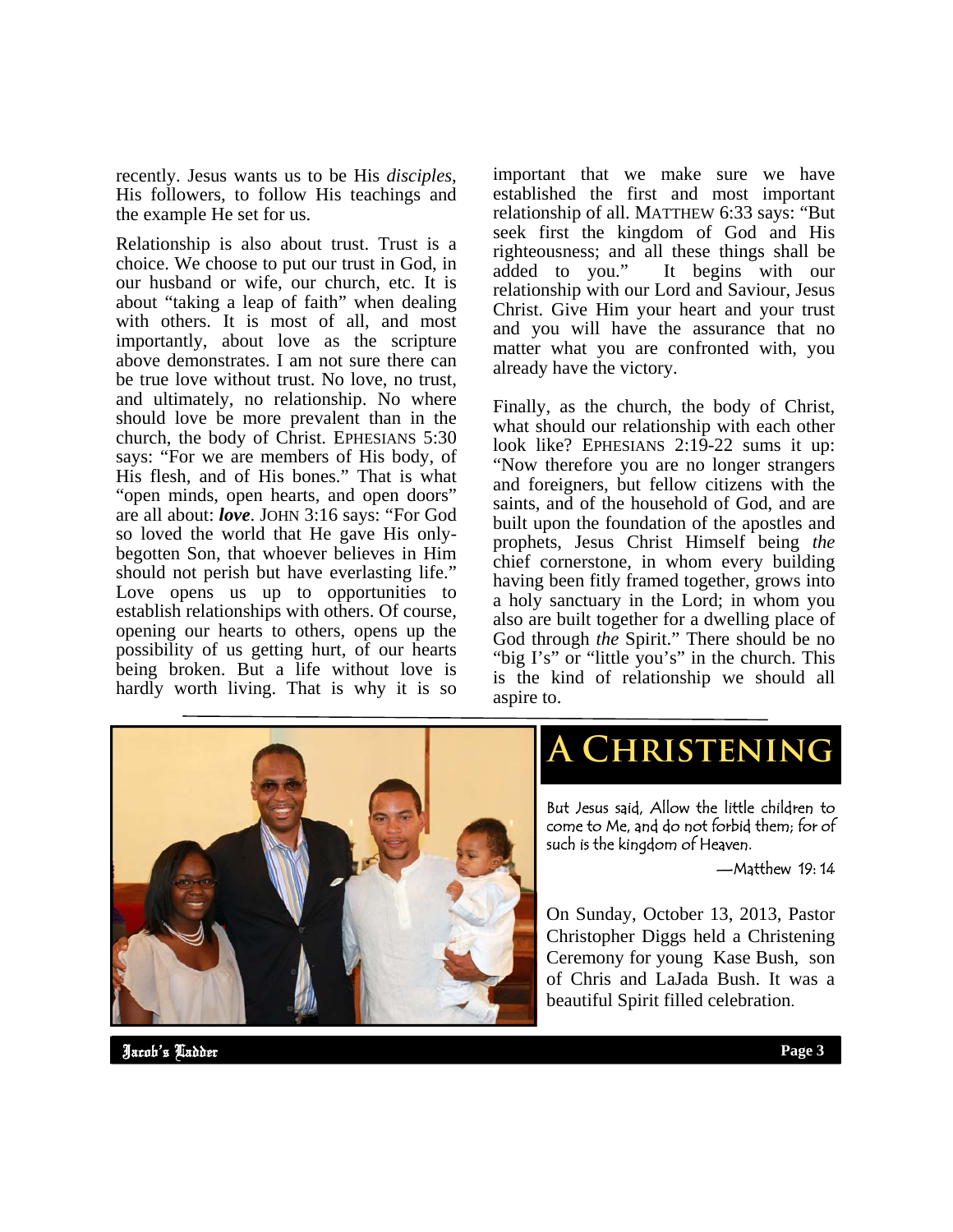recently. Jesus wants us to be His *disciples*, His followers, to follow His teachings and the example He set for us.

Relationship is also about trust. Trust is a choice. We choose to put our trust in God, in our husband or wife, our church, etc. It is about "taking a leap of faith" when dealing with others. It is most of all, and most importantly, about love as the scripture above demonstrates. I am not sure there can be true love without trust. No love, no trust, and ultimately, no relationship. No where should love be more prevalent than in the church, the body of Christ. EPHESIANS 5:30 says: "For we are members of His body, of His flesh, and of His bones." That is what "open minds, open hearts, and open doors" are all about: ***love***. JOHN 3:16 says: "For God so loved the world that He gave His only-begotten Son, that whoever believes in Him should not perish but have everlasting life." Love opens us up to opportunities to establish relationships with others. Of course, opening our hearts to others, opens up the possibility of us getting hurt, of our hearts being broken. But a life without love is hardly worth living. That is why it is so important that we make sure we have established the first and most important relationship of all. MATTHEW 6:33 says: "But seek first the kingdom of God and His righteousness; and all these things shall be added to you." It begins with our relationship with our Lord and Saviour, Jesus Christ. Give Him your heart and your trust and you will have the assurance that no matter what you are confronted with, you already have the victory.

Finally, as the church, the body of Christ, what should our relationship with each other look like? EPHESIANS 2:19-22 sums it up: "Now therefore you are no longer strangers and foreigners, but fellow citizens with the saints, and of the household of God, and are built upon the foundation of the apostles and prophets, Jesus Christ Himself being *the* chief cornerstone, in whom every building having been fitly framed together, grows into a holy sanctuary in the Lord; in whom you also are built together for a dwelling place of God through *the* Spirit." There should be no "big I's" or "little you's" in the church. This is the kind of relationship we should all aspire to.

# A CHRISTENING

But Jesus said, Allow the little children to come to Me, and do not forbid them; for of such is the kingdom of Heaven.

—Matthew 19: 14

On Sunday, October 13, 2013, Pastor Christopher Diggs held a Christening Ceremony for young Kase Bush, son of Chris and LaJada Bush. It was a beautiful Spirit filled celebration.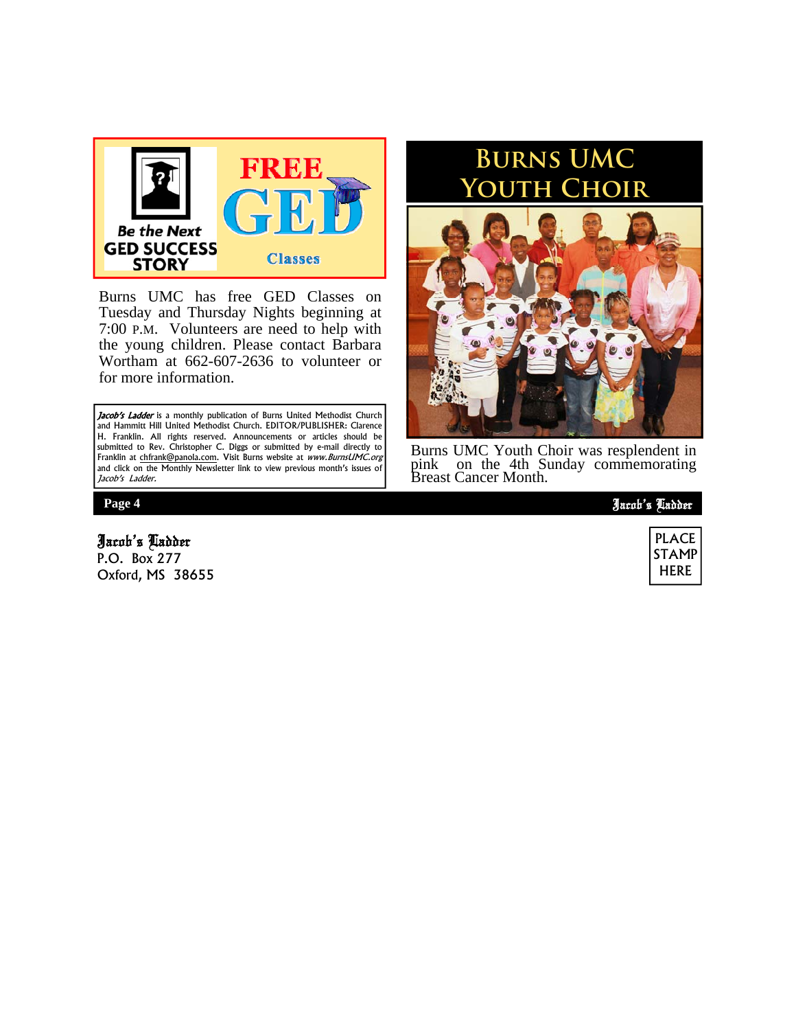FREE GED Classes

Be the Next GED SUCCESS STORY

Burns UMC has free GED Classes on Tuesday and Thursday Nights beginning at 7:00 P.M. Volunteers are need to help with the young children. Please contact Barbara Wortham at 662-607-2636 to volunteer or for more information.

*Jacob's Ladder* is a monthly publication of Burns United Methodist Church and Hammitt Hill United Methodist Church. EDITOR/PUBLISHER: Clarence H. Franklin. All rights reserved. Announcements or articles should be submitted to Rev. Christopher C. Diggs or submitted by e-mail directly to Franklin at chfrank@panola.com. Visit Burns website at *www.BurnsUMC.org* and click on the Monthly Newsletter link to view previous month's issues of *Jacob's Ladder*.

## Burns UMC Youth Choir

Burns UMC Youth Choir was resplendent in pink on the 4th Sunday commemorating Breast Cancer Month.

Jacob's Ladder
P.O. Box 277
Oxford, MS 38655

PLACE STAMP HERE